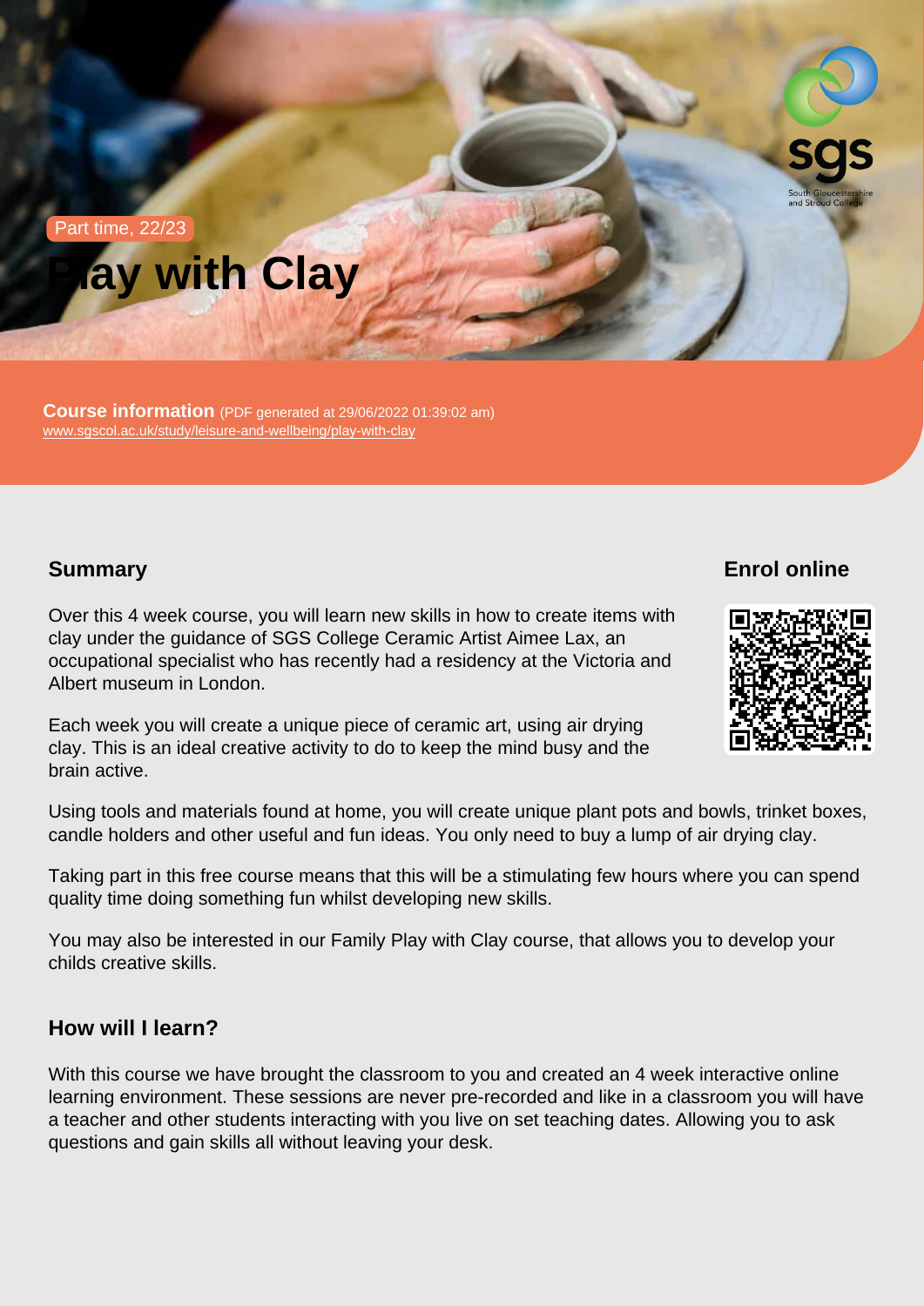Part time, 22/23

# Play with Clay

**Course information** (PDF generated at 29/06/2022 01:39:02 am)
www.sgscol.ac.uk/study/leisure-and-wellbeing/play-with-clay

## Summary

Over this 4 week course, you will learn new skills in how to create items with clay under the guidance of SGS College Ceramic Artist Aimee Lax, an occupational specialist who has recently had a residency at the Victoria and Albert museum in London.

Each week you will create a unique piece of ceramic art, using air drying clay. This is an ideal creative activity to do to keep the mind busy and the brain active.

Using tools and materials found at home, you will create unique plant pots and bowls, trinket boxes, candle holders and other useful and fun ideas. You only need to buy a lump of air drying clay.

Taking part in this free course means that this will be a stimulating few hours where you can spend quality time doing something fun whilst developing new skills.

You may also be interested in our Family Play with Clay course, that allows you to develop your childs creative skills.

## Enrol online

## How will I learn?

With this course we have brought the classroom to you and created an 4 week interactive online learning environment. These sessions are never pre-recorded and like in a classroom you will have a teacher and other students interacting with you live on set teaching dates. Allowing you to ask questions and gain skills all without leaving your desk.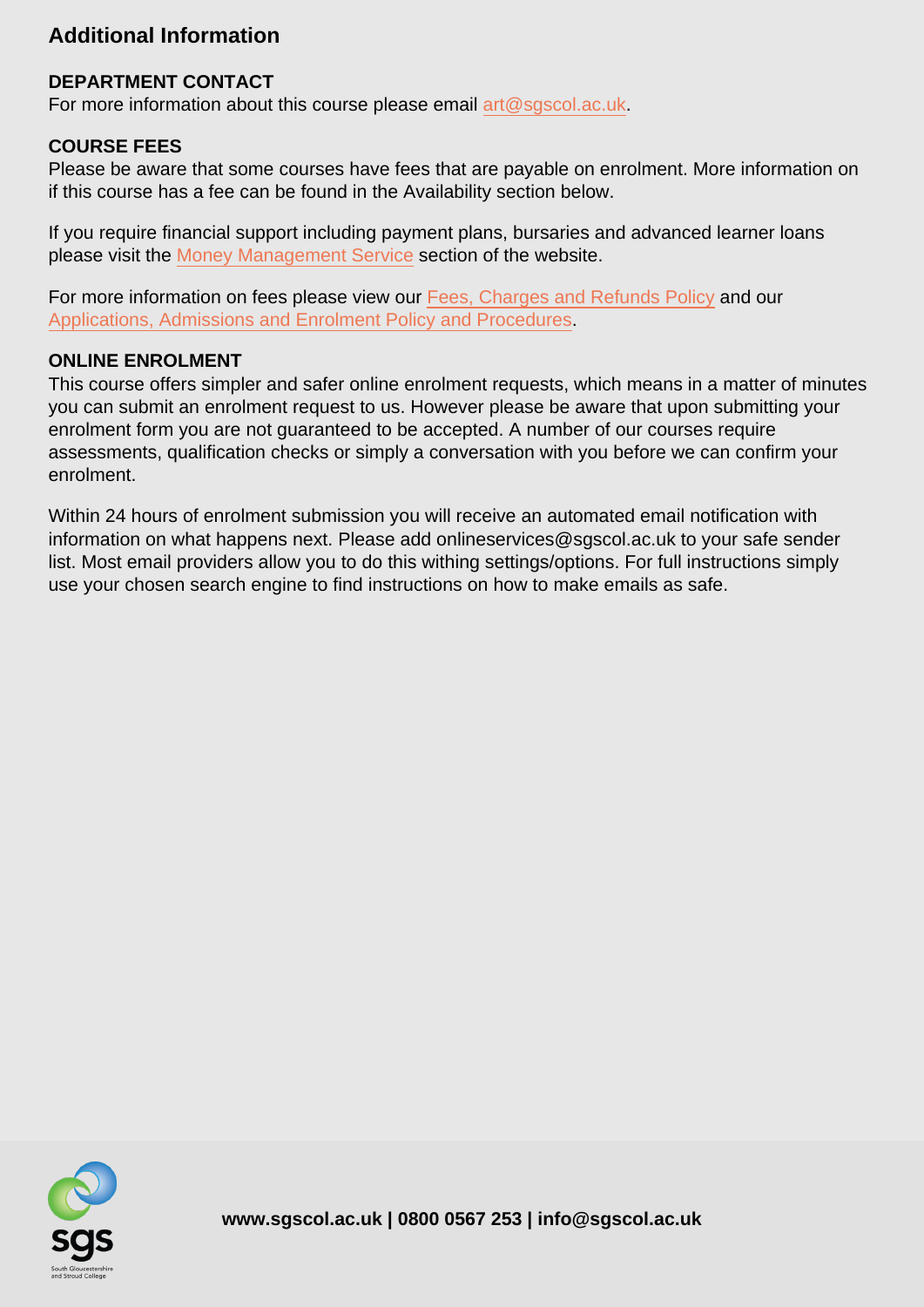## Additional Information

**DEPARTMENT CONTACT**
For more information about this course please email art@sgscol.ac.uk.

**COURSE FEES**
Please be aware that some courses have fees that are payable on enrolment. More information on if this course has a fee can be found in the Availability section below.

If you require financial support including payment plans, bursaries and advanced learner loans please visit the Money Management Service section of the website.

For more information on fees please view our Fees, Charges and Refunds Policy and our Applications, Admissions and Enrolment Policy and Procedures.

**ONLINE ENROLMENT**
This course offers simpler and safer online enrolment requests, which means in a matter of minutes you can submit an enrolment request to us. However please be aware that upon submitting your enrolment form you are not guaranteed to be accepted. A number of our courses require assessments, qualification checks or simply a conversation with you before we can confirm your enrolment.

Within 24 hours of enrolment submission you will receive an automated email notification with information on what happens next. Please add onlineservices@sgscol.ac.uk to your safe sender list. Most email providers allow you to do this withing settings/options. For full instructions simply use your chosen search engine to find instructions on how to make emails as safe.

**www.sgscol.ac.uk | 0800 0567 253 | info@sgscol.ac.uk**